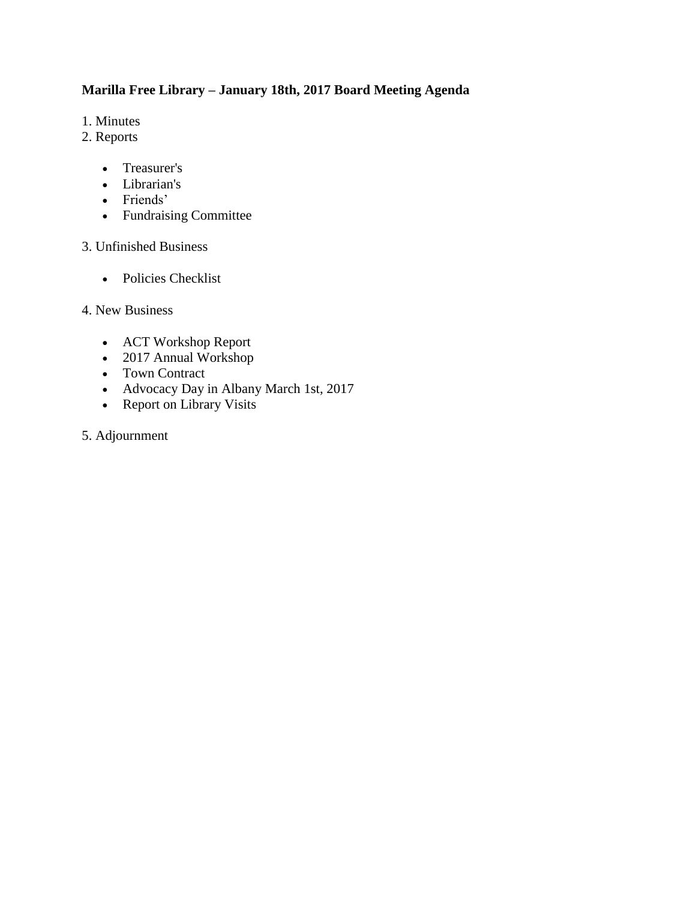**Marilla Free Library – January 18th, 2017 Board Meeting Agenda**

1. Minutes
2. Reports

- Treasurer's
- Librarian's
- Friends'
- Fundraising Committee

3. Unfinished Business

- Policies Checklist

4. New Business

- ACT Workshop Report
- 2017 Annual Workshop
- Town Contract
- Advocacy Day in Albany March 1st, 2017
- Report on Library Visits

5. Adjournment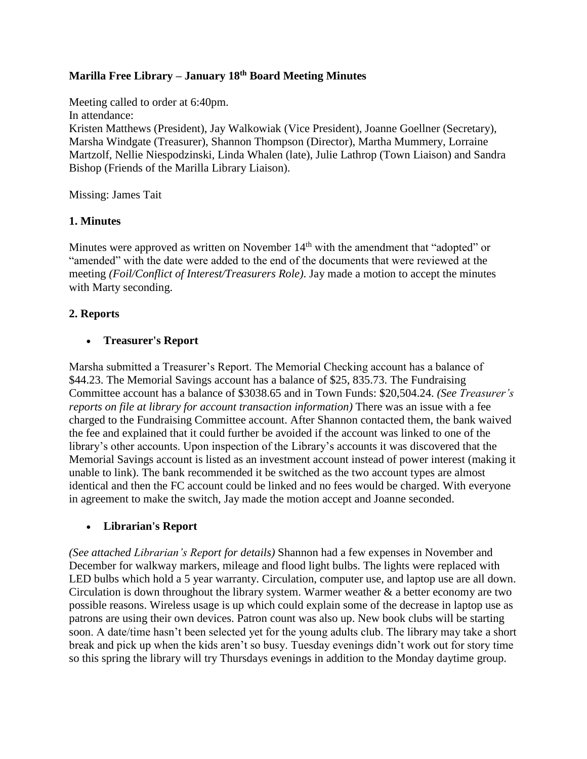**Marilla Free Library – January 18th Board Meeting Minutes**

Meeting called to order at 6:40pm.
In attendance:
Kristen Matthews (President), Jay Walkowiak (Vice President), Joanne Goellner (Secretary), Marsha Windgate (Treasurer), Shannon Thompson (Director), Martha Mummery, Lorraine Martzolf, Nellie Niespodzinski, Linda Whalen (late), Julie Lathrop (Town Liaison) and Sandra Bishop (Friends of the Marilla Library Liaison).

Missing: James Tait

**1. Minutes**

Minutes were approved as written on November 14th with the amendment that "adopted" or "amended" with the date were added to the end of the documents that were reviewed at the meeting *(Foil/Conflict of Interest/Treasurers Role)*. Jay made a motion to accept the minutes with Marty seconding.

**2. Reports**

- **Treasurer's Report**

Marsha submitted a Treasurer's Report. The Memorial Checking account has a balance of $44.23. The Memorial Savings account has a balance of $25, 835.73. The Fundraising Committee account has a balance of $3038.65 and in Town Funds: $20,504.24. *(See Treasurer's reports on file at library for account transaction information)* There was an issue with a fee charged to the Fundraising Committee account. After Shannon contacted them, the bank waived the fee and explained that it could further be avoided if the account was linked to one of the library's other accounts. Upon inspection of the Library's accounts it was discovered that the Memorial Savings account is listed as an investment account instead of power interest (making it unable to link). The bank recommended it be switched as the two account types are almost identical and then the FC account could be linked and no fees would be charged. With everyone in agreement to make the switch, Jay made the motion accept and Joanne seconded.

- **Librarian's Report**

*(See attached Librarian's Report for details)* Shannon had a few expenses in November and December for walkway markers, mileage and flood light bulbs. The lights were replaced with LED bulbs which hold a 5 year warranty. Circulation, computer use, and laptop use are all down. Circulation is down throughout the library system. Warmer weather & a better economy are two possible reasons. Wireless usage is up which could explain some of the decrease in laptop use as patrons are using their own devices. Patron count was also up. New book clubs will be starting soon. A date/time hasn't been selected yet for the young adults club. The library may take a short break and pick up when the kids aren't so busy. Tuesday evenings didn't work out for story time so this spring the library will try Thursdays evenings in addition to the Monday daytime group.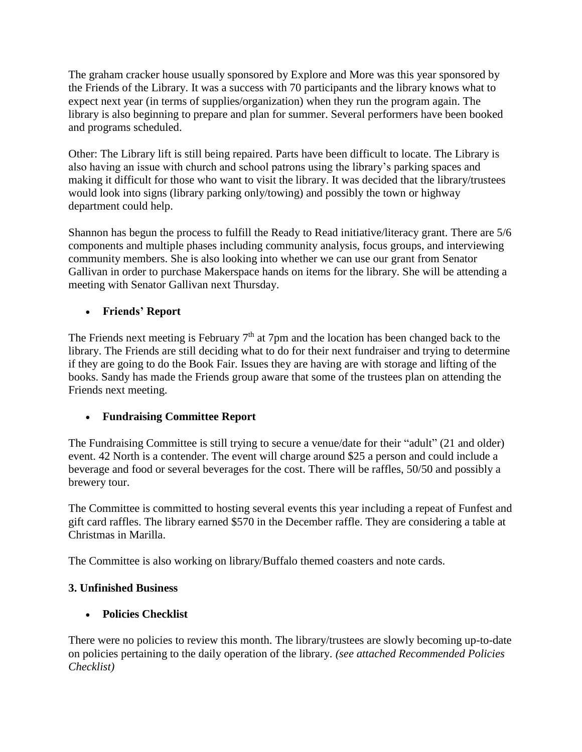The graham cracker house usually sponsored by Explore and More was this year sponsored by the Friends of the Library. It was a success with 70 participants and the library knows what to expect next year (in terms of supplies/organization) when they run the program again. The library is also beginning to prepare and plan for summer. Several performers have been booked and programs scheduled.

Other: The Library lift is still being repaired. Parts have been difficult to locate. The Library is also having an issue with church and school patrons using the library's parking spaces and making it difficult for those who want to visit the library. It was decided that the library/trustees would look into signs (library parking only/towing) and possibly the town or highway department could help.

Shannon has begun the process to fulfill the Ready to Read initiative/literacy grant. There are 5/6 components and multiple phases including community analysis, focus groups, and interviewing community members. She is also looking into whether we can use our grant from Senator Gallivan in order to purchase Makerspace hands on items for the library. She will be attending a meeting with Senator Gallivan next Thursday.

- **Friends' Report**

The Friends next meeting is February 7th at 7pm and the location has been changed back to the library. The Friends are still deciding what to do for their next fundraiser and trying to determine if they are going to do the Book Fair. Issues they are having are with storage and lifting of the books. Sandy has made the Friends group aware that some of the trustees plan on attending the Friends next meeting.

- **Fundraising Committee Report**

The Fundraising Committee is still trying to secure a venue/date for their "adult" (21 and older) event. 42 North is a contender. The event will charge around $25 a person and could include a beverage and food or several beverages for the cost. There will be raffles, 50/50 and possibly a brewery tour.

The Committee is committed to hosting several events this year including a repeat of Funfest and gift card raffles. The library earned $570 in the December raffle. They are considering a table at Christmas in Marilla.

The Committee is also working on library/Buffalo themed coasters and note cards.

**3. Unfinished Business**

- **Policies Checklist**

There were no policies to review this month. The library/trustees are slowly becoming up-to-date on policies pertaining to the daily operation of the library. *(see attached Recommended Policies Checklist)*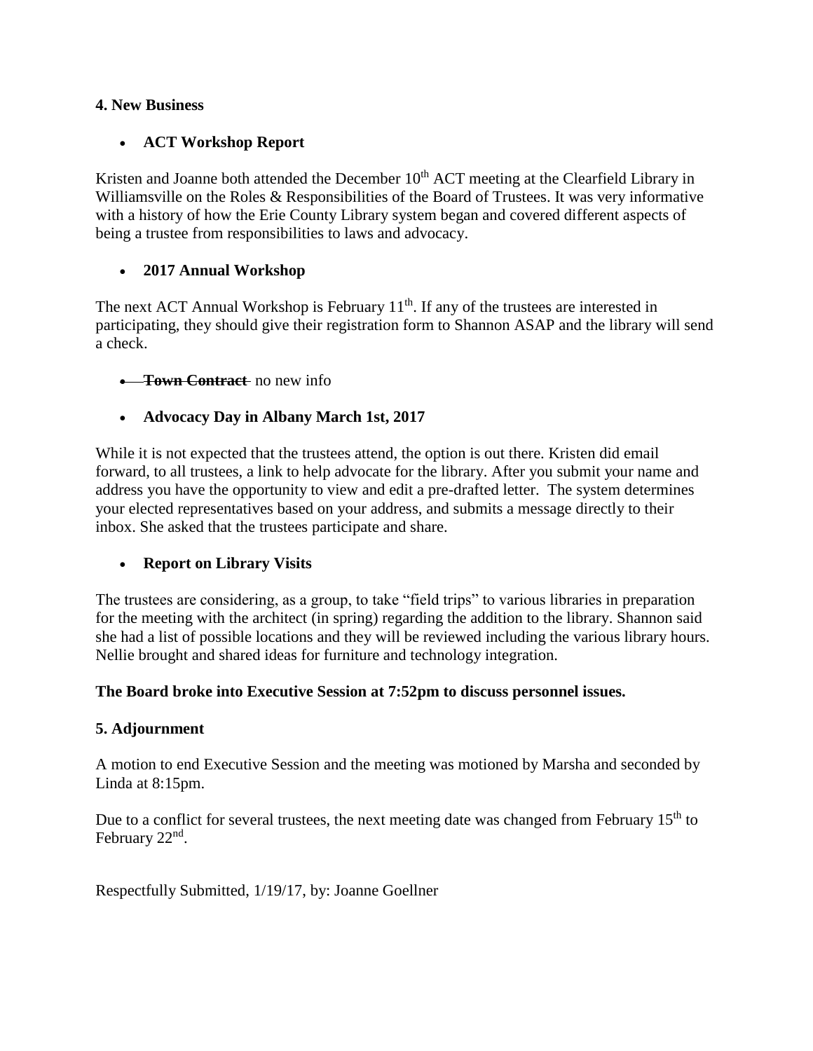**4. New Business**

- **ACT Workshop Report**

Kristen and Joanne both attended the December 10th ACT meeting at the Clearfield Library in Williamsville on the Roles & Responsibilities of the Board of Trustees. It was very informative with a history of how the Erie County Library system began and covered different aspects of being a trustee from responsibilities to laws and advocacy.

- **2017 Annual Workshop**

The next ACT Annual Workshop is February 11th. If any of the trustees are interested in participating, they should give their registration form to Shannon ASAP and the library will send a check.

- ~~**Town Contract**~~ no new info

- **Advocacy Day in Albany March 1st, 2017**

While it is not expected that the trustees attend, the option is out there. Kristen did email forward, to all trustees, a link to help advocate for the library. After you submit your name and address you have the opportunity to view and edit a pre-drafted letter. The system determines your elected representatives based on your address, and submits a message directly to their inbox. She asked that the trustees participate and share.

- **Report on Library Visits**

The trustees are considering, as a group, to take "field trips" to various libraries in preparation for the meeting with the architect (in spring) regarding the addition to the library. Shannon said she had a list of possible locations and they will be reviewed including the various library hours. Nellie brought and shared ideas for furniture and technology integration.

**The Board broke into Executive Session at 7:52pm to discuss personnel issues.**

**5. Adjournment**

A motion to end Executive Session and the meeting was motioned by Marsha and seconded by Linda at 8:15pm.

Due to a conflict for several trustees, the next meeting date was changed from February 15th to February 22nd.

Respectfully Submitted, 1/19/17, by: Joanne Goellner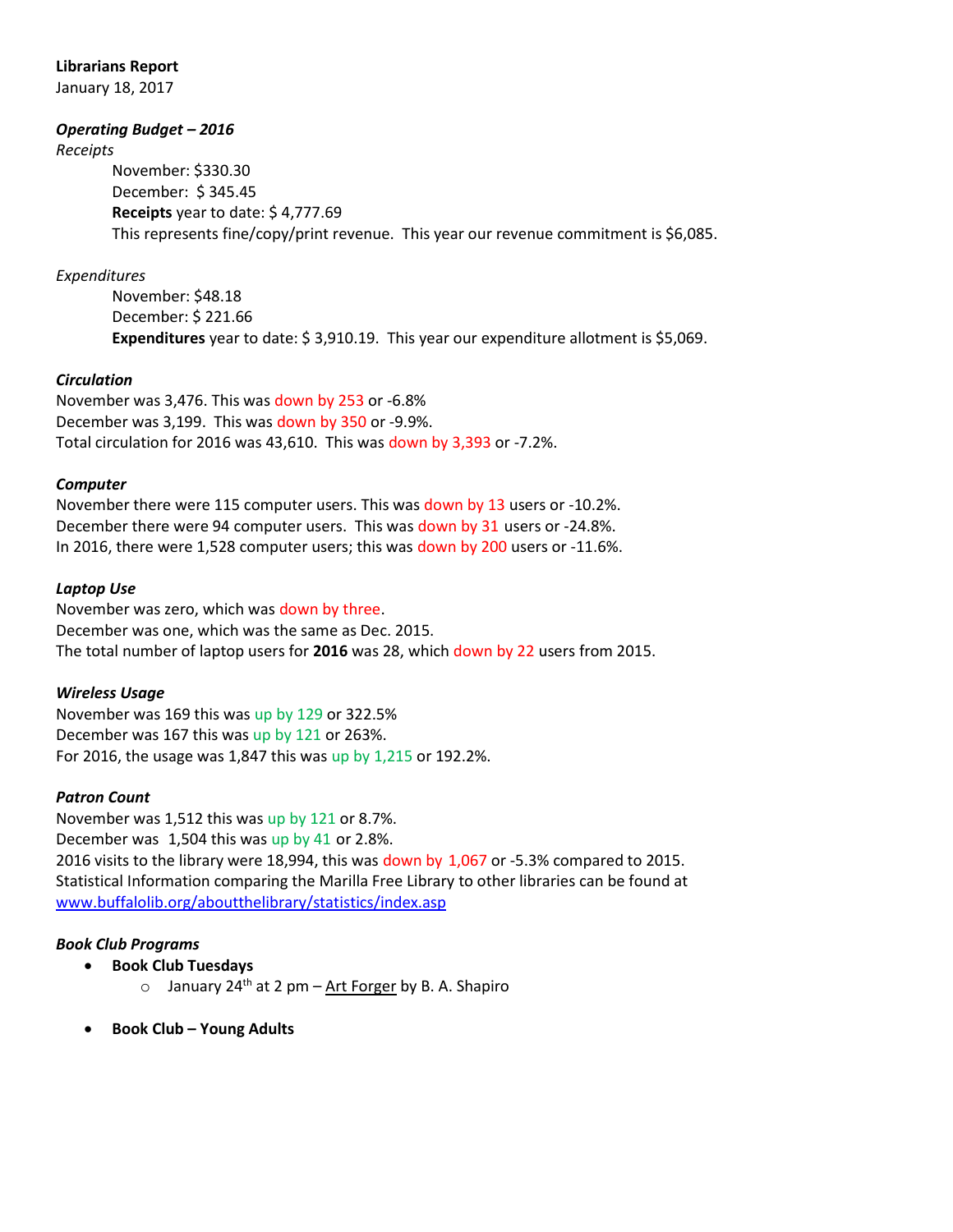**Librarians Report**
January 18, 2017

***Operating Budget – 2016***

*Receipts*

November: $330.30
December: $ 345.45
**Receipts** year to date: $ 4,777.69
This represents fine/copy/print revenue. This year our revenue commitment is $6,085.

*Expenditures*

November: $48.18
December: $ 221.66
**Expenditures** year to date: $ 3,910.19. This year our expenditure allotment is $5,069.

***Circulation***

November was 3,476. This was down by 253 or -6.8%
December was 3,199. This was down by 350 or -9.9%.
Total circulation for 2016 was 43,610. This was down by 3,393 or -7.2%.

***Computer***

November there were 115 computer users. This was down by 13 users or -10.2%.
December there were 94 computer users. This was down by 31 users or -24.8%.
In 2016, there were 1,528 computer users; this was down by 200 users or -11.6%.

***Laptop Use***

November was zero, which was down by three.
December was one, which was the same as Dec. 2015.
The total number of laptop users for **2016** was 28, which down by 22 users from 2015.

***Wireless Usage***

November was 169 this was up by 129 or 322.5%
December was 167 this was up by 121 or 263%.
For 2016, the usage was 1,847 this was up by 1,215 or 192.2%.

***Patron Count***

November was 1,512 this was up by 121 or 8.7%.
December was 1,504 this was up by 41 or 2.8%.
2016 visits to the library were 18,994, this was down by 1,067 or -5.3% compared to 2015.
Statistical Information comparing the Marilla Free Library to other libraries can be found at www.buffalolib.org/aboutthelibrary/statistics/index.asp

***Book Club Programs***

- **Book Club Tuesdays**
  - January 24th at 2 pm – Art Forger by B. A. Shapiro
- **Book Club – Young Adults**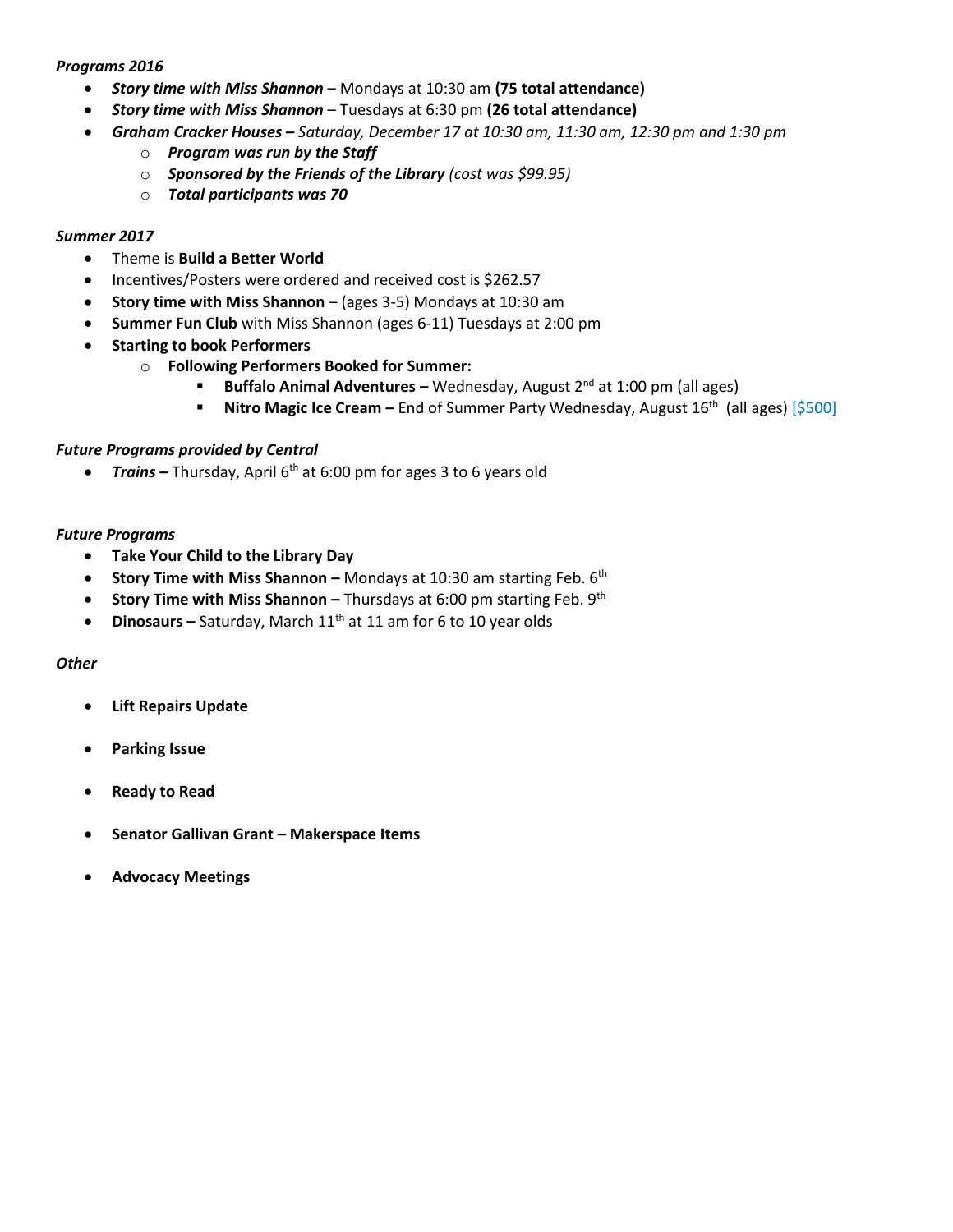***Programs 2016***

- ***Story time with Miss Shannon*** – Mondays at 10:30 am **(75 total attendance)**
- ***Story time with Miss Shannon*** – Tuesdays at 6:30 pm **(26 total attendance)**
- ***Graham Cracker Houses –*** *Saturday, December 17 at 10:30 am, 11:30 am, 12:30 pm and 1:30 pm*
  - ***Program was run by the Staff***
  - ***Sponsored by the Friends of the Library*** *(cost was $99.95)*
  - ***Total participants was 70***

***Summer 2017***

- Theme is **Build a Better World**
- Incentives/Posters were ordered and received cost is $262.57
- **Story time with Miss Shannon** – (ages 3-5) Mondays at 10:30 am
- **Summer Fun Club** with Miss Shannon (ages 6-11) Tuesdays at 2:00 pm
- **Starting to book Performers**
  - **Following Performers Booked for Summer:**
    - **Buffalo Animal Adventures –** Wednesday, August 2nd at 1:00 pm (all ages)
    - **Nitro Magic Ice Cream –** End of Summer Party Wednesday, August 16th (all ages) [$500]

***Future Programs provided by Central***

- ***Trains –*** Thursday, April 6th at 6:00 pm for ages 3 to 6 years old

***Future Programs***

- **Take Your Child to the Library Day**
- **Story Time with Miss Shannon –** Mondays at 10:30 am starting Feb. 6th
- **Story Time with Miss Shannon –** Thursdays at 6:00 pm starting Feb. 9th
- **Dinosaurs –** Saturday, March 11th at 11 am for 6 to 10 year olds

***Other***

- **Lift Repairs Update**
- **Parking Issue**
- **Ready to Read**
- **Senator Gallivan Grant – Makerspace Items**
- **Advocacy Meetings**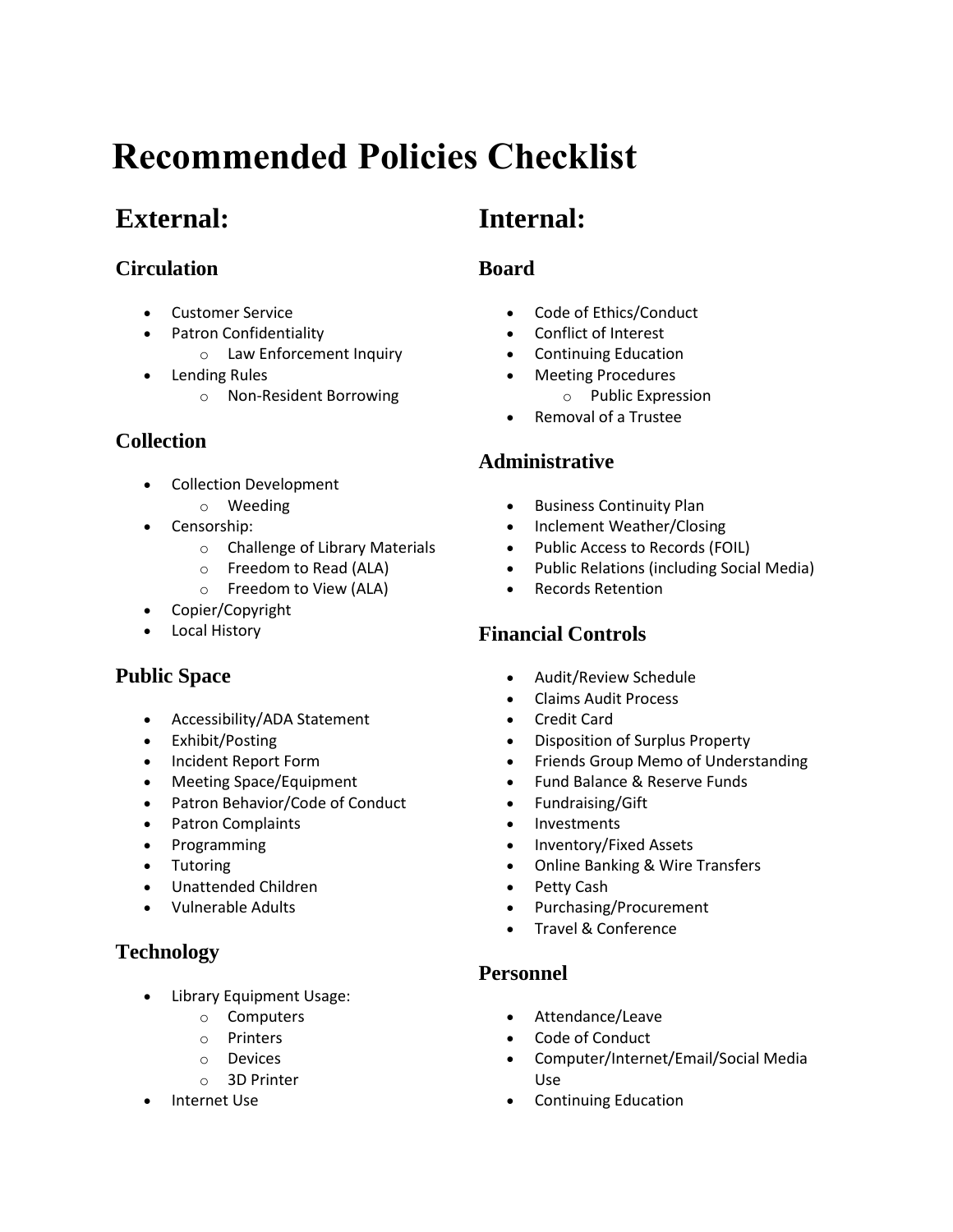# Recommended Policies Checklist

## External:

### Circulation

- Customer Service
- Patron Confidentiality
  - Law Enforcement Inquiry
- Lending Rules
  - Non-Resident Borrowing

### Collection

- Collection Development
  - Weeding
- Censorship:
  - Challenge of Library Materials
  - Freedom to Read (ALA)
  - Freedom to View (ALA)
- Copier/Copyright
- Local History

### Public Space

- Accessibility/ADA Statement
- Exhibit/Posting
- Incident Report Form
- Meeting Space/Equipment
- Patron Behavior/Code of Conduct
- Patron Complaints
- Programming
- Tutoring
- Unattended Children
- Vulnerable Adults

### Technology

- Library Equipment Usage:
  - Computers
  - Printers
  - Devices
  - 3D Printer
- Internet Use

## Internal:

### Board

- Code of Ethics/Conduct
- Conflict of Interest
- Continuing Education
- Meeting Procedures
  - Public Expression
- Removal of a Trustee

### Administrative

- Business Continuity Plan
- Inclement Weather/Closing
- Public Access to Records (FOIL)
- Public Relations (including Social Media)
- Records Retention

### Financial Controls

- Audit/Review Schedule
- Claims Audit Process
- Credit Card
- Disposition of Surplus Property
- Friends Group Memo of Understanding
- Fund Balance & Reserve Funds
- Fundraising/Gift
- Investments
- Inventory/Fixed Assets
- Online Banking & Wire Transfers
- Petty Cash
- Purchasing/Procurement
- Travel & Conference

### Personnel

- Attendance/Leave
- Code of Conduct
- Computer/Internet/Email/Social Media Use
- Continuing Education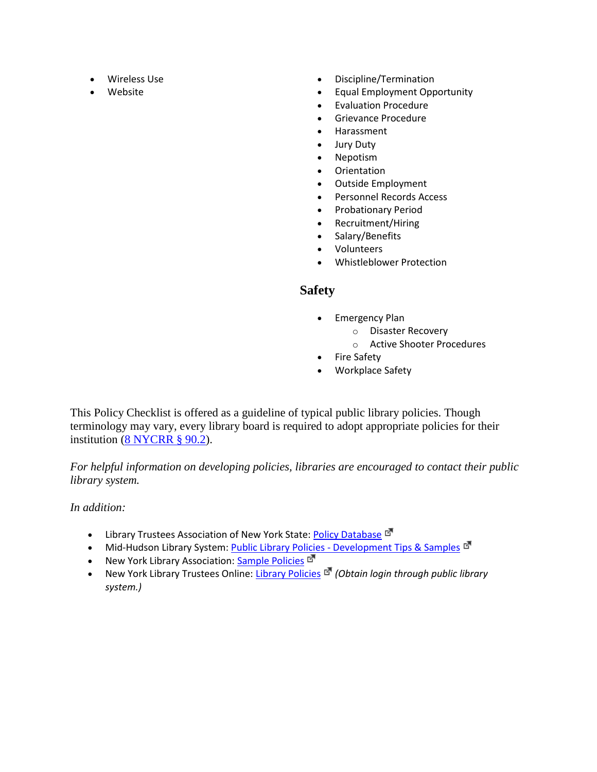- Wireless Use
- Website

- Discipline/Termination
- Equal Employment Opportunity
- Evaluation Procedure
- Grievance Procedure
- Harassment
- Jury Duty
- Nepotism
- Orientation
- Outside Employment
- Personnel Records Access
- Probationary Period
- Recruitment/Hiring
- Salary/Benefits
- Volunteers
- Whistleblower Protection

### Safety

- Emergency Plan
  - Disaster Recovery
  - Active Shooter Procedures
- Fire Safety
- Workplace Safety

This Policy Checklist is offered as a guideline of typical public library policies. Though terminology may vary, every library board is required to adopt appropriate policies for their institution (8 NYCRR § 90.2).

*For helpful information on developing policies, libraries are encouraged to contact their public library system.*

*In addition:*

- Library Trustees Association of New York State: Policy Database
- Mid-Hudson Library System: Public Library Policies - Development Tips & Samples
- New York Library Association: Sample Policies
- New York Library Trustees Online: Library Policies *(Obtain login through public library system.)*